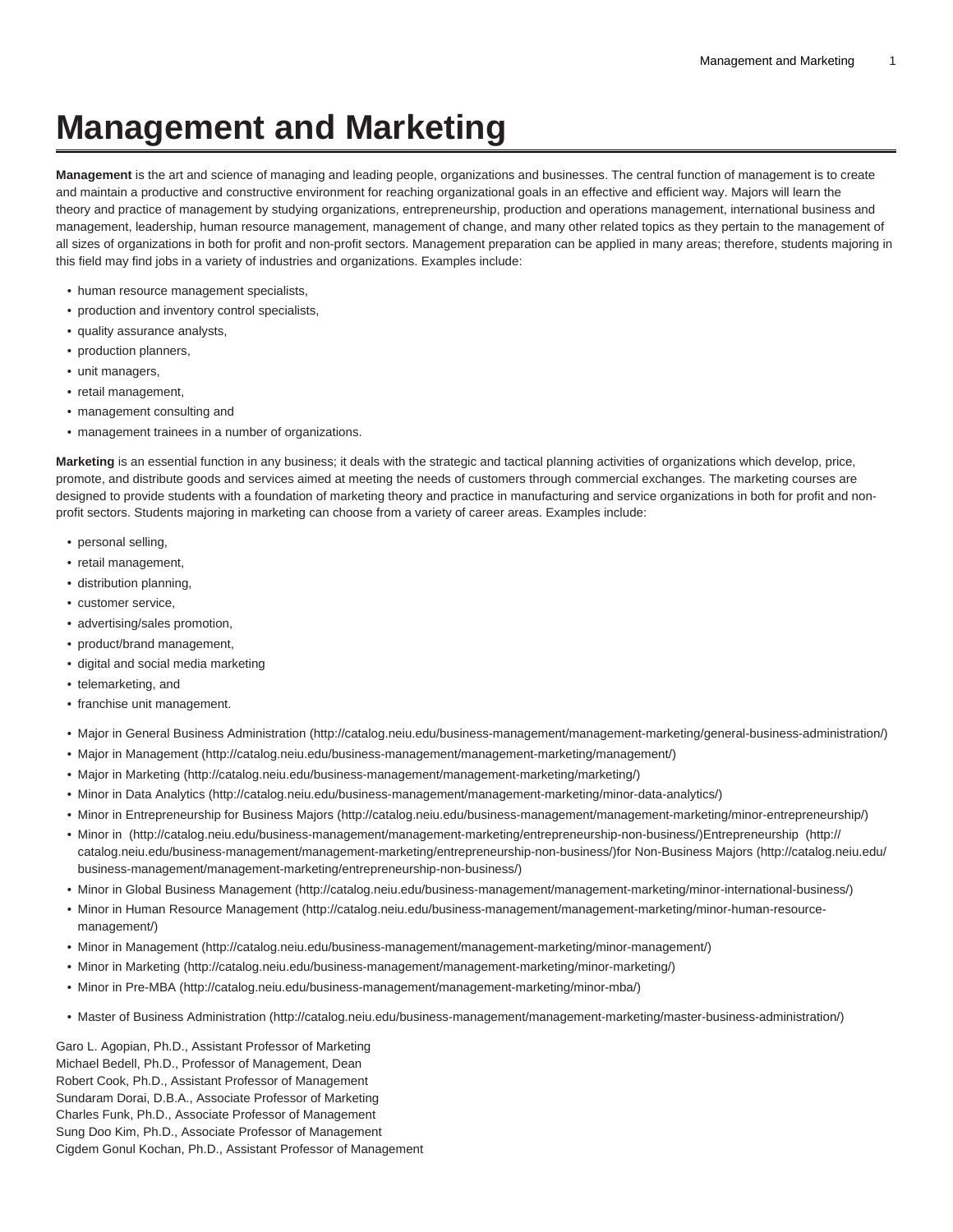# Management and Marketing

**Management** is the art and science of managing and leading people, organizations and businesses. The central function of management is to create and maintain a productive and constructive environment for reaching organizational goals in an effective and efficient way. Majors will learn the theory and practice of management by studying organizations, entrepreneurship, production and operations management, international business and management, leadership, human resource management, management of change, and many other related topics as they pertain to the management of all sizes of organizations in both for profit and non-profit sectors. Management preparation can be applied in many areas; therefore, students majoring in this field may find jobs in a variety of industries and organizations. Examples include:

- human resource management specialists,
- production and inventory control specialists,
- quality assurance analysts,
- production planners,
- unit managers,
- retail management,
- management consulting and
- management trainees in a number of organizations.

**Marketing** is an essential function in any business; it deals with the strategic and tactical planning activities of organizations which develop, price, promote, and distribute goods and services aimed at meeting the needs of customers through commercial exchanges. The marketing courses are designed to provide students with a foundation of marketing theory and practice in manufacturing and service organizations in both for profit and non-profit sectors. Students majoring in marketing can choose from a variety of career areas. Examples include:

- personal selling,
- retail management,
- distribution planning,
- customer service,
- advertising/sales promotion,
- product/brand management,
- digital and social media marketing
- telemarketing, and
- franchise unit management.

- Major in General Business Administration (http://catalog.neiu.edu/business-management/management-marketing/general-business-administration/)
- Major in Management (http://catalog.neiu.edu/business-management/management-marketing/management/)
- Major in Marketing (http://catalog.neiu.edu/business-management/management-marketing/marketing/)
- Minor in Data Analytics (http://catalog.neiu.edu/business-management/management-marketing/minor-data-analytics/)
- Minor in Entrepreneurship for Business Majors (http://catalog.neiu.edu/business-management/management-marketing/minor-entrepreneurship/)
- Minor in (http://catalog.neiu.edu/business-management/management-marketing/entrepreneurship-non-business/)Entrepreneurship (http://catalog.neiu.edu/business-management/management-marketing/entrepreneurship-non-business/)for Non-Business Majors (http://catalog.neiu.edu/business-management/management-marketing/entrepreneurship-non-business/)
- Minor in Global Business Management (http://catalog.neiu.edu/business-management/management-marketing/minor-international-business/)
- Minor in Human Resource Management (http://catalog.neiu.edu/business-management/management-marketing/minor-human-resource-management/)
- Minor in Management (http://catalog.neiu.edu/business-management/management-marketing/minor-management/)
- Minor in Marketing (http://catalog.neiu.edu/business-management/management-marketing/minor-marketing/)
- Minor in Pre-MBA (http://catalog.neiu.edu/business-management/management-marketing/minor-mba/)

- Master of Business Administration (http://catalog.neiu.edu/business-management/management-marketing/master-business-administration/)

Garo L. Agopian, Ph.D., Assistant Professor of Marketing
Michael Bedell, Ph.D., Professor of Management, Dean
Robert Cook, Ph.D., Assistant Professor of Management
Sundaram Dorai, D.B.A., Associate Professor of Marketing
Charles Funk, Ph.D., Associate Professor of Management
Sung Doo Kim, Ph.D., Associate Professor of Management
Cigdem Gonul Kochan, Ph.D., Assistant Professor of Management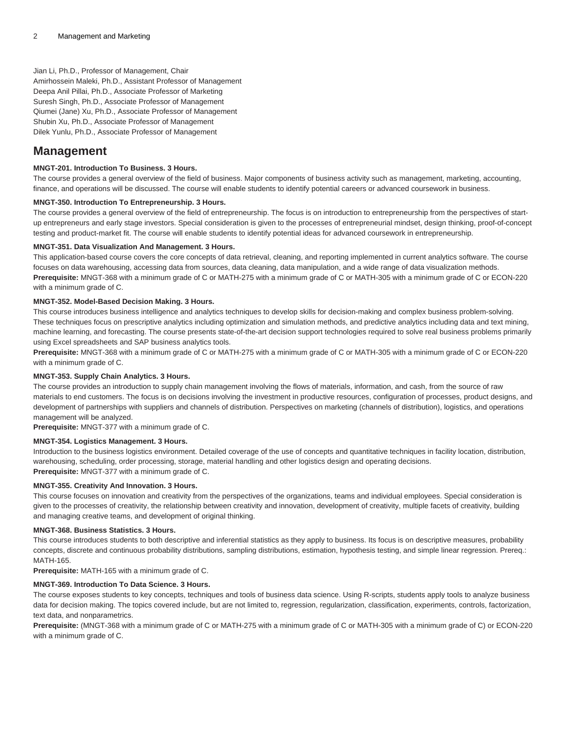Jian Li, Ph.D., Professor of Management, Chair
Amirhossein Maleki, Ph.D., Assistant Professor of Management
Deepa Anil Pillai, Ph.D., Associate Professor of Marketing
Suresh Singh, Ph.D., Associate Professor of Management
Qiumei (Jane) Xu, Ph.D., Associate Professor of Management
Shubin Xu, Ph.D., Associate Professor of Management
Dilek Yunlu, Ph.D., Associate Professor of Management

## Management

**MNGT-201. Introduction To Business. 3 Hours.**

The course provides a general overview of the field of business. Major components of business activity such as management, marketing, accounting, finance, and operations will be discussed. The course will enable students to identify potential careers or advanced coursework in business.

**MNGT-350. Introduction To Entrepreneurship. 3 Hours.**

The course provides a general overview of the field of entrepreneurship. The focus is on introduction to entrepreneurship from the perspectives of start-up entrepreneurs and early stage investors. Special consideration is given to the processes of entrepreneurial mindset, design thinking, proof-of-concept testing and product-market fit. The course will enable students to identify potential ideas for advanced coursework in entrepreneurship.

**MNGT-351. Data Visualization And Management. 3 Hours.**

This application-based course covers the core concepts of data retrieval, cleaning, and reporting implemented in current analytics software. The course focuses on data warehousing, accessing data from sources, data cleaning, data manipulation, and a wide range of data visualization methods.
**Prerequisite:** MNGT-368 with a minimum grade of C or MATH-275 with a minimum grade of C or MATH-305 with a minimum grade of C or ECON-220 with a minimum grade of C.

**MNGT-352. Model-Based Decision Making. 3 Hours.**

This course introduces business intelligence and analytics techniques to develop skills for decision-making and complex business problem-solving. These techniques focus on prescriptive analytics including optimization and simulation methods, and predictive analytics including data and text mining, machine learning, and forecasting. The course presents state-of-the-art decision support technologies required to solve real business problems primarily using Excel spreadsheets and SAP business analytics tools.
**Prerequisite:** MNGT-368 with a minimum grade of C or MATH-275 with a minimum grade of C or MATH-305 with a minimum grade of C or ECON-220 with a minimum grade of C.

**MNGT-353. Supply Chain Analytics. 3 Hours.**

The course provides an introduction to supply chain management involving the flows of materials, information, and cash, from the source of raw materials to end customers. The focus is on decisions involving the investment in productive resources, configuration of processes, product designs, and development of partnerships with suppliers and channels of distribution. Perspectives on marketing (channels of distribution), logistics, and operations management will be analyzed.
**Prerequisite:** MNGT-377 with a minimum grade of C.

**MNGT-354. Logistics Management. 3 Hours.**

Introduction to the business logistics environment. Detailed coverage of the use of concepts and quantitative techniques in facility location, distribution, warehousing, scheduling, order processing, storage, material handling and other logistics design and operating decisions.
**Prerequisite:** MNGT-377 with a minimum grade of C.

**MNGT-355. Creativity And Innovation. 3 Hours.**

This course focuses on innovation and creativity from the perspectives of the organizations, teams and individual employees. Special consideration is given to the processes of creativity, the relationship between creativity and innovation, development of creativity, multiple facets of creativity, building and managing creative teams, and development of original thinking.

**MNGT-368. Business Statistics. 3 Hours.**

This course introduces students to both descriptive and inferential statistics as they apply to business. Its focus is on descriptive measures, probability concepts, discrete and continuous probability distributions, sampling distributions, estimation, hypothesis testing, and simple linear regression. Prereq.: MATH-165.
**Prerequisite:** MATH-165 with a minimum grade of C.

**MNGT-369. Introduction To Data Science. 3 Hours.**

The course exposes students to key concepts, techniques and tools of business data science. Using R-scripts, students apply tools to analyze business data for decision making. The topics covered include, but are not limited to, regression, regularization, classification, experiments, controls, factorization, text data, and nonparametrics.
**Prerequisite:** (MNGT-368 with a minimum grade of C or MATH-275 with a minimum grade of C or MATH-305 with a minimum grade of C) or ECON-220 with a minimum grade of C.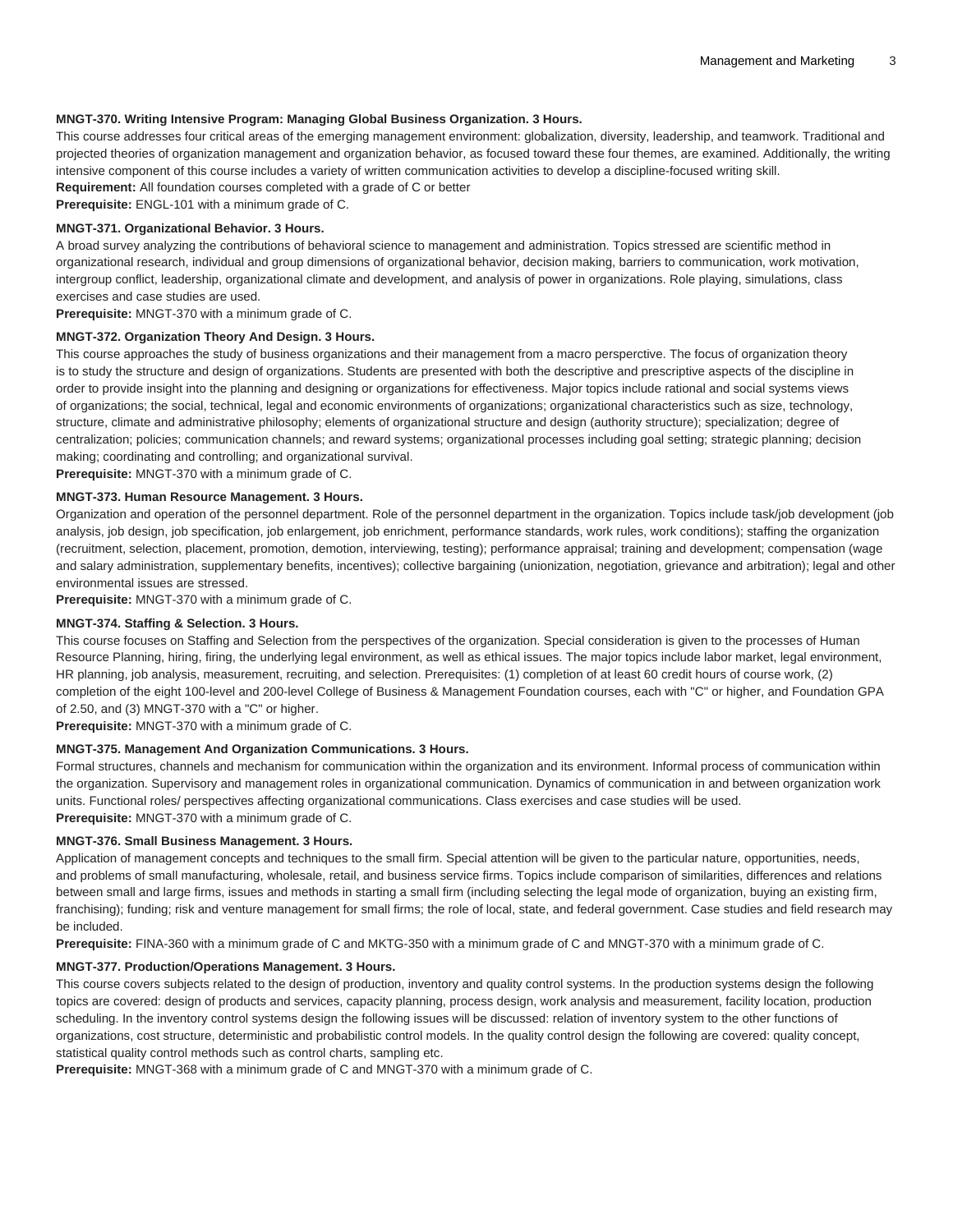**MNGT-370. Writing Intensive Program: Managing Global Business Organization. 3 Hours.**

This course addresses four critical areas of the emerging management environment: globalization, diversity, leadership, and teamwork. Traditional and projected theories of organization management and organization behavior, as focused toward these four themes, are examined. Additionally, the writing intensive component of this course includes a variety of written communication activities to develop a discipline-focused writing skill.

**Requirement:** All foundation courses completed with a grade of C or better

**Prerequisite:** ENGL-101 with a minimum grade of C.

**MNGT-371. Organizational Behavior. 3 Hours.**

A broad survey analyzing the contributions of behavioral science to management and administration. Topics stressed are scientific method in organizational research, individual and group dimensions of organizational behavior, decision making, barriers to communication, work motivation, intergroup conflict, leadership, organizational climate and development, and analysis of power in organizations. Role playing, simulations, class exercises and case studies are used.

**Prerequisite:** MNGT-370 with a minimum grade of C.

**MNGT-372. Organization Theory And Design. 3 Hours.**

This course approaches the study of business organizations and their management from a macro persperctive. The focus of organization theory is to study the structure and design of organizations. Students are presented with both the descriptive and prescriptive aspects of the discipline in order to provide insight into the planning and designing or organizations for effectiveness. Major topics include rational and social systems views of organizations; the social, technical, legal and economic environments of organizations; organizational characteristics such as size, technology, structure, climate and administrative philosophy; elements of organizational structure and design (authority structure); specialization; degree of centralization; policies; communication channels; and reward systems; organizational processes including goal setting; strategic planning; decision making; coordinating and controlling; and organizational survival.

**Prerequisite:** MNGT-370 with a minimum grade of C.

**MNGT-373. Human Resource Management. 3 Hours.**

Organization and operation of the personnel department. Role of the personnel department in the organization. Topics include task/job development (job analysis, job design, job specification, job enlargement, job enrichment, performance standards, work rules, work conditions); staffing the organization (recruitment, selection, placement, promotion, demotion, interviewing, testing); performance appraisal; training and development; compensation (wage and salary administration, supplementary benefits, incentives); collective bargaining (unionization, negotiation, grievance and arbitration); legal and other environmental issues are stressed.

**Prerequisite:** MNGT-370 with a minimum grade of C.

**MNGT-374. Staffing & Selection. 3 Hours.**

This course focuses on Staffing and Selection from the perspectives of the organization. Special consideration is given to the processes of Human Resource Planning, hiring, firing, the underlying legal environment, as well as ethical issues. The major topics include labor market, legal environment, HR planning, job analysis, measurement, recruiting, and selection. Prerequisites: (1) completion of at least 60 credit hours of course work, (2) completion of the eight 100-level and 200-level College of Business & Management Foundation courses, each with "C" or higher, and Foundation GPA of 2.50, and (3) MNGT-370 with a "C" or higher.

**Prerequisite:** MNGT-370 with a minimum grade of C.

**MNGT-375. Management And Organization Communications. 3 Hours.**

Formal structures, channels and mechanism for communication within the organization and its environment. Informal process of communication within the organization. Supervisory and management roles in organizational communication. Dynamics of communication in and between organization work units. Functional roles/ perspectives affecting organizational communications. Class exercises and case studies will be used.

**Prerequisite:** MNGT-370 with a minimum grade of C.

**MNGT-376. Small Business Management. 3 Hours.**

Application of management concepts and techniques to the small firm. Special attention will be given to the particular nature, opportunities, needs, and problems of small manufacturing, wholesale, retail, and business service firms. Topics include comparison of similarities, differences and relations between small and large firms, issues and methods in starting a small firm (including selecting the legal mode of organization, buying an existing firm, franchising); funding; risk and venture management for small firms; the role of local, state, and federal government. Case studies and field research may be included.

**Prerequisite:** FINA-360 with a minimum grade of C and MKTG-350 with a minimum grade of C and MNGT-370 with a minimum grade of C.

**MNGT-377. Production/Operations Management. 3 Hours.**

This course covers subjects related to the design of production, inventory and quality control systems. In the production systems design the following topics are covered: design of products and services, capacity planning, process design, work analysis and measurement, facility location, production scheduling. In the inventory control systems design the following issues will be discussed: relation of inventory system to the other functions of organizations, cost structure, deterministic and probabilistic control models. In the quality control design the following are covered: quality concept, statistical quality control methods such as control charts, sampling etc.

**Prerequisite:** MNGT-368 with a minimum grade of C and MNGT-370 with a minimum grade of C.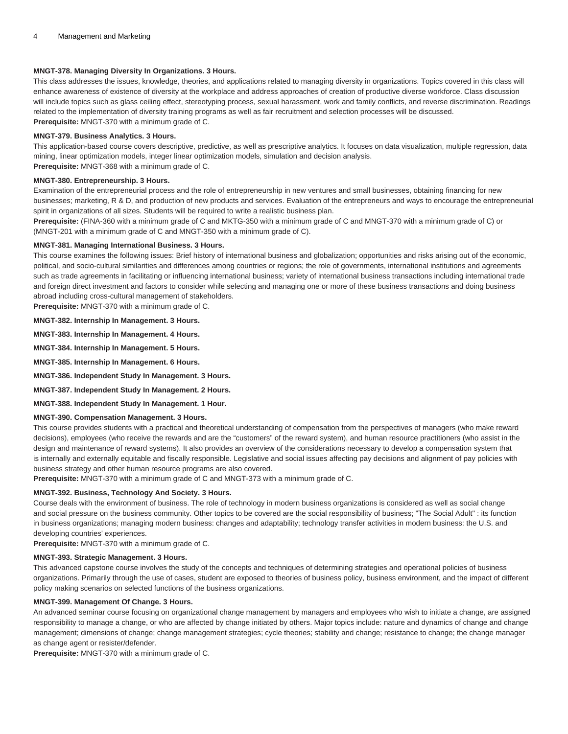**MNGT-378. Managing Diversity In Organizations. 3 Hours.**

This class addresses the issues, knowledge, theories, and applications related to managing diversity in organizations. Topics covered in this class will enhance awareness of existence of diversity at the workplace and address approaches of creation of productive diverse workforce. Class discussion will include topics such as glass ceiling effect, stereotyping process, sexual harassment, work and family conflicts, and reverse discrimination. Readings related to the implementation of diversity training programs as well as fair recruitment and selection processes will be discussed.

**Prerequisite:** MNGT-370 with a minimum grade of C.

**MNGT-379. Business Analytics. 3 Hours.**

This application-based course covers descriptive, predictive, as well as prescriptive analytics. It focuses on data visualization, multiple regression, data mining, linear optimization models, integer linear optimization models, simulation and decision analysis.

**Prerequisite:** MNGT-368 with a minimum grade of C.

**MNGT-380. Entrepreneurship. 3 Hours.**

Examination of the entrepreneurial process and the role of entrepreneurship in new ventures and small businesses, obtaining financing for new businesses; marketing, R & D, and production of new products and services. Evaluation of the entrepreneurs and ways to encourage the entrepreneurial spirit in organizations of all sizes. Students will be required to write a realistic business plan.

**Prerequisite:** (FINA-360 with a minimum grade of C and MKTG-350 with a minimum grade of C and MNGT-370 with a minimum grade of C) or (MNGT-201 with a minimum grade of C and MNGT-350 with a minimum grade of C).

**MNGT-381. Managing International Business. 3 Hours.**

This course examines the following issues: Brief history of international business and globalization; opportunities and risks arising out of the economic, political, and socio-cultural similarities and differences among countries or regions; the role of governments, international institutions and agreements such as trade agreements in facilitating or influencing international business; variety of international business transactions including international trade and foreign direct investment and factors to consider while selecting and managing one or more of these business transactions and doing business abroad including cross-cultural management of stakeholders.

**Prerequisite:** MNGT-370 with a minimum grade of C.

**MNGT-382. Internship In Management. 3 Hours.**

**MNGT-383. Internship In Management. 4 Hours.**

**MNGT-384. Internship In Management. 5 Hours.**

**MNGT-385. Internship In Management. 6 Hours.**

**MNGT-386. Independent Study In Management. 3 Hours.**

**MNGT-387. Independent Study In Management. 2 Hours.**

**MNGT-388. Independent Study In Management. 1 Hour.**

**MNGT-390. Compensation Management. 3 Hours.**

This course provides students with a practical and theoretical understanding of compensation from the perspectives of managers (who make reward decisions), employees (who receive the rewards and are the "customers" of the reward system), and human resource practitioners (who assist in the design and maintenance of reward systems). It also provides an overview of the considerations necessary to develop a compensation system that is internally and externally equitable and fiscally responsible. Legislative and social issues affecting pay decisions and alignment of pay policies with business strategy and other human resource programs are also covered.

**Prerequisite:** MNGT-370 with a minimum grade of C and MNGT-373 with a minimum grade of C.

**MNGT-392. Business, Technology And Society. 3 Hours.**

Course deals with the environment of business. The role of technology in modern business organizations is considered as well as social change and social pressure on the business community. Other topics to be covered are the social responsibility of business; "The Social Adult" : its function in business organizations; managing modern business: changes and adaptability; technology transfer activities in modern business: the U.S. and developing countries' experiences.

**Prerequisite:** MNGT-370 with a minimum grade of C.

**MNGT-393. Strategic Management. 3 Hours.**

This advanced capstone course involves the study of the concepts and techniques of determining strategies and operational policies of business organizations. Primarily through the use of cases, student are exposed to theories of business policy, business environment, and the impact of different policy making scenarios on selected functions of the business organizations.

**MNGT-399. Management Of Change. 3 Hours.**

An advanced seminar course focusing on organizational change management by managers and employees who wish to initiate a change, are assigned responsibility to manage a change, or who are affected by change initiated by others. Major topics include: nature and dynamics of change and change management; dimensions of change; change management strategies; cycle theories; stability and change; resistance to change; the change manager as change agent or resister/defender.

**Prerequisite:** MNGT-370 with a minimum grade of C.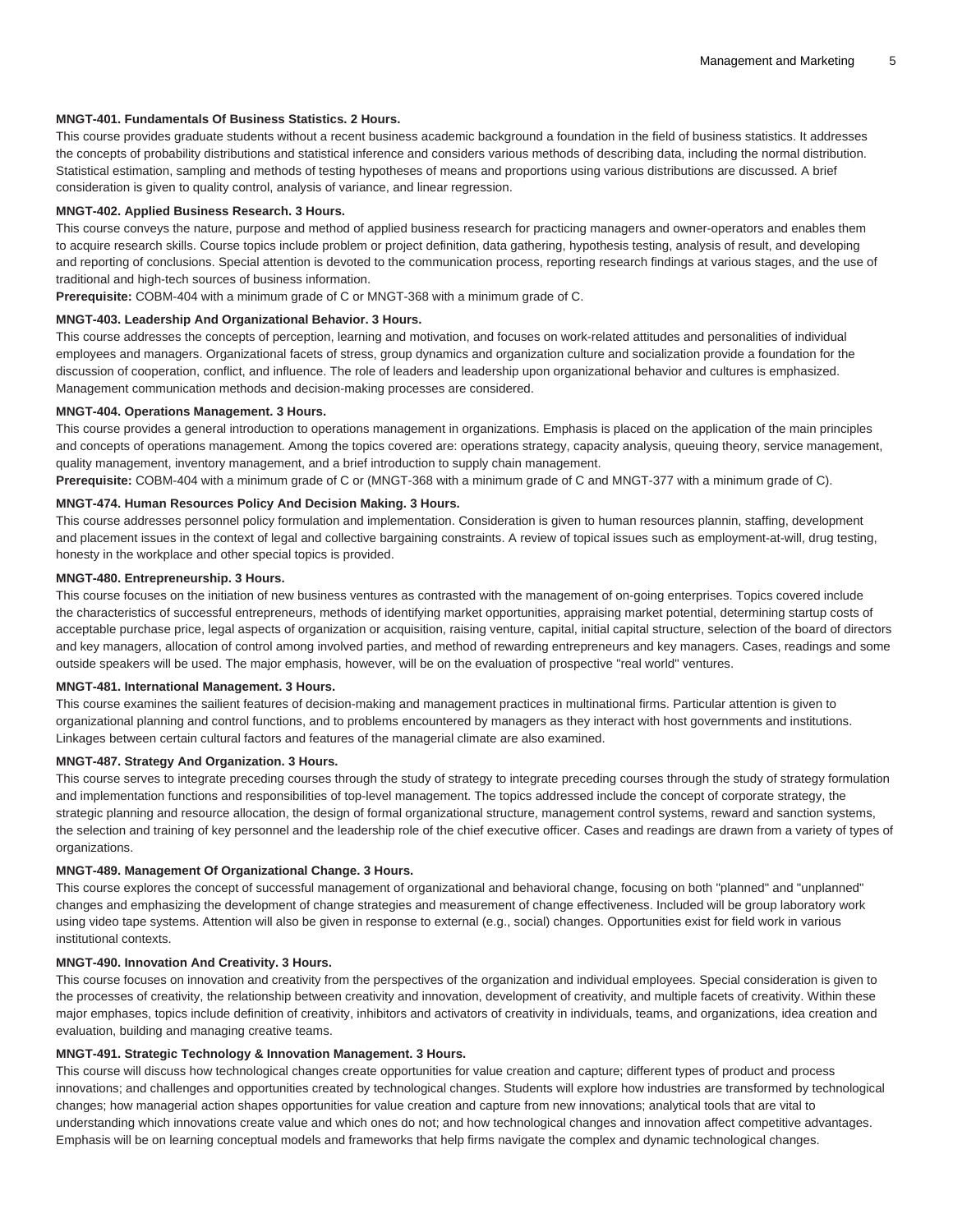**MNGT-401. Fundamentals Of Business Statistics. 2 Hours.**

This course provides graduate students without a recent business academic background a foundation in the field of business statistics. It addresses the concepts of probability distributions and statistical inference and considers various methods of describing data, including the normal distribution. Statistical estimation, sampling and methods of testing hypotheses of means and proportions using various distributions are discussed. A brief consideration is given to quality control, analysis of variance, and linear regression.

**MNGT-402. Applied Business Research. 3 Hours.**

This course conveys the nature, purpose and method of applied business research for practicing managers and owner-operators and enables them to acquire research skills. Course topics include problem or project definition, data gathering, hypothesis testing, analysis of result, and developing and reporting of conclusions. Special attention is devoted to the communication process, reporting research findings at various stages, and the use of traditional and high-tech sources of business information.

**Prerequisite:** COBM-404 with a minimum grade of C or MNGT-368 with a minimum grade of C.

**MNGT-403. Leadership And Organizational Behavior. 3 Hours.**

This course addresses the concepts of perception, learning and motivation, and focuses on work-related attitudes and personalities of individual employees and managers. Organizational facets of stress, group dynamics and organization culture and socialization provide a foundation for the discussion of cooperation, conflict, and influence. The role of leaders and leadership upon organizational behavior and cultures is emphasized. Management communication methods and decision-making processes are considered.

**MNGT-404. Operations Management. 3 Hours.**

This course provides a general introduction to operations management in organizations. Emphasis is placed on the application of the main principles and concepts of operations management. Among the topics covered are: operations strategy, capacity analysis, queuing theory, service management, quality management, inventory management, and a brief introduction to supply chain management.

**Prerequisite:** COBM-404 with a minimum grade of C or (MNGT-368 with a minimum grade of C and MNGT-377 with a minimum grade of C).

**MNGT-474. Human Resources Policy And Decision Making. 3 Hours.**

This course addresses personnel policy formulation and implementation. Consideration is given to human resources plannin, staffing, development and placement issues in the context of legal and collective bargaining constraints. A review of topical issues such as employment-at-will, drug testing, honesty in the workplace and other special topics is provided.

**MNGT-480. Entrepreneurship. 3 Hours.**

This course focuses on the initiation of new business ventures as contrasted with the management of on-going enterprises. Topics covered include the characteristics of successful entrepreneurs, methods of identifying market opportunities, appraising market potential, determining startup costs of acceptable purchase price, legal aspects of organization or acquisition, raising venture, capital, initial capital structure, selection of the board of directors and key managers, allocation of control among involved parties, and method of rewarding entrepreneurs and key managers. Cases, readings and some outside speakers will be used. The major emphasis, however, will be on the evaluation of prospective "real world" ventures.

**MNGT-481. International Management. 3 Hours.**

This course examines the sailient features of decision-making and management practices in multinational firms. Particular attention is given to organizational planning and control functions, and to problems encountered by managers as they interact with host governments and institutions. Linkages between certain cultural factors and features of the managerial climate are also examined.

**MNGT-487. Strategy And Organization. 3 Hours.**

This course serves to integrate preceding courses through the study of strategy to integrate preceding courses through the study of strategy formulation and implementation functions and responsibilities of top-level management. The topics addressed include the concept of corporate strategy, the strategic planning and resource allocation, the design of formal organizational structure, management control systems, reward and sanction systems, the selection and training of key personnel and the leadership role of the chief executive officer. Cases and readings are drawn from a variety of types of organizations.

**MNGT-489. Management Of Organizational Change. 3 Hours.**

This course explores the concept of successful management of organizational and behavioral change, focusing on both "planned" and "unplanned" changes and emphasizing the development of change strategies and measurement of change effectiveness. Included will be group laboratory work using video tape systems. Attention will also be given in response to external (e.g., social) changes. Opportunities exist for field work in various institutional contexts.

**MNGT-490. Innovation And Creativity. 3 Hours.**

This course focuses on innovation and creativity from the perspectives of the organization and individual employees. Special consideration is given to the processes of creativity, the relationship between creativity and innovation, development of creativity, and multiple facets of creativity. Within these major emphases, topics include definition of creativity, inhibitors and activators of creativity in individuals, teams, and organizations, idea creation and evaluation, building and managing creative teams.

**MNGT-491. Strategic Technology & Innovation Management. 3 Hours.**

This course will discuss how technological changes create opportunities for value creation and capture; different types of product and process innovations; and challenges and opportunities created by technological changes. Students will explore how industries are transformed by technological changes; how managerial action shapes opportunities for value creation and capture from new innovations; analytical tools that are vital to understanding which innovations create value and which ones do not; and how technological changes and innovation affect competitive advantages. Emphasis will be on learning conceptual models and frameworks that help firms navigate the complex and dynamic technological changes.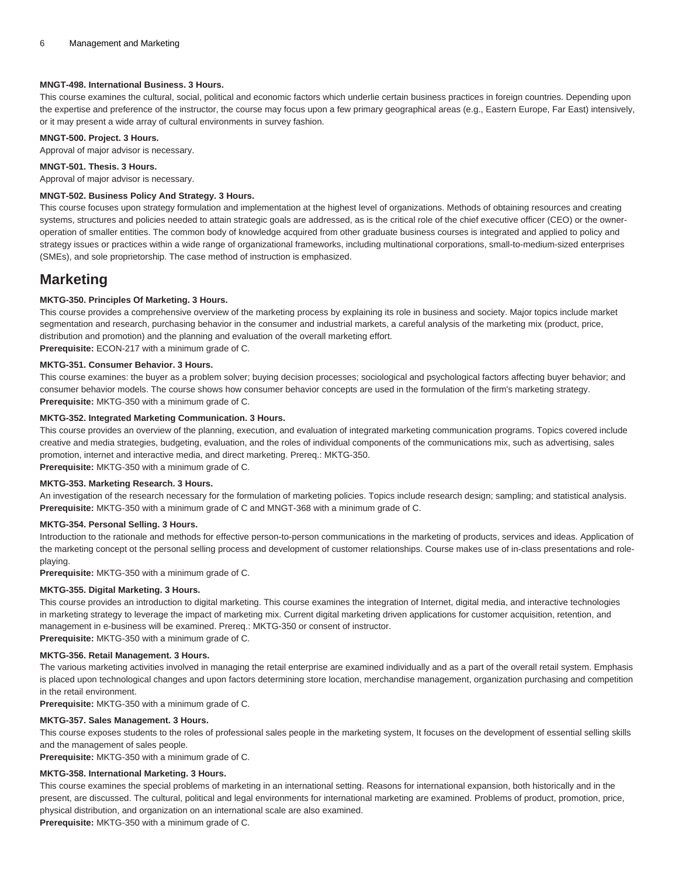**MNGT-498. International Business. 3 Hours.**

This course examines the cultural, social, political and economic factors which underlie certain business practices in foreign countries. Depending upon the expertise and preference of the instructor, the course may focus upon a few primary geographical areas (e.g., Eastern Europe, Far East) intensively, or it may present a wide array of cultural environments in survey fashion.

**MNGT-500. Project. 3 Hours.**

Approval of major advisor is necessary.

**MNGT-501. Thesis. 3 Hours.**

Approval of major advisor is necessary.

**MNGT-502. Business Policy And Strategy. 3 Hours.**

This course focuses upon strategy formulation and implementation at the highest level of organizations. Methods of obtaining resources and creating systems, structures and policies needed to attain strategic goals are addressed, as is the critical role of the chief executive officer (CEO) or the owner-operation of smaller entities. The common body of knowledge acquired from other graduate business courses is integrated and applied to policy and strategy issues or practices within a wide range of organizational frameworks, including multinational corporations, small-to-medium-sized enterprises (SMEs), and sole proprietorship. The case method of instruction is emphasized.

## Marketing

**MKTG-350. Principles Of Marketing. 3 Hours.**

This course provides a comprehensive overview of the marketing process by explaining its role in business and society. Major topics include market segmentation and research, purchasing behavior in the consumer and industrial markets, a careful analysis of the marketing mix (product, price, distribution and promotion) and the planning and evaluation of the overall marketing effort.

**Prerequisite:** ECON-217 with a minimum grade of C.

**MKTG-351. Consumer Behavior. 3 Hours.**

This course examines: the buyer as a problem solver; buying decision processes; sociological and psychological factors affecting buyer behavior; and consumer behavior models. The course shows how consumer behavior concepts are used in the formulation of the firm's marketing strategy.

**Prerequisite:** MKTG-350 with a minimum grade of C.

**MKTG-352. Integrated Marketing Communication. 3 Hours.**

This course provides an overview of the planning, execution, and evaluation of integrated marketing communication programs. Topics covered include creative and media strategies, budgeting, evaluation, and the roles of individual components of the communications mix, such as advertising, sales promotion, internet and interactive media, and direct marketing. Prereq.: MKTG-350.

**Prerequisite:** MKTG-350 with a minimum grade of C.

**MKTG-353. Marketing Research. 3 Hours.**

An investigation of the research necessary for the formulation of marketing policies. Topics include research design; sampling; and statistical analysis.

**Prerequisite:** MKTG-350 with a minimum grade of C and MNGT-368 with a minimum grade of C.

**MKTG-354. Personal Selling. 3 Hours.**

Introduction to the rationale and methods for effective person-to-person communications in the marketing of products, services and ideas. Application of the marketing concept ot the personal selling process and development of customer relationships. Course makes use of in-class presentations and role-playing.

**Prerequisite:** MKTG-350 with a minimum grade of C.

**MKTG-355. Digital Marketing. 3 Hours.**

This course provides an introduction to digital marketing. This course examines the integration of Internet, digital media, and interactive technologies in marketing strategy to leverage the impact of marketing mix. Current digital marketing driven applications for customer acquisition, retention, and management in e-business will be examined. Prereq.: MKTG-350 or consent of instructor.

**Prerequisite:** MKTG-350 with a minimum grade of C.

**MKTG-356. Retail Management. 3 Hours.**

The various marketing activities involved in managing the retail enterprise are examined individually and as a part of the overall retail system. Emphasis is placed upon technological changes and upon factors determining store location, merchandise management, organization purchasing and competition in the retail environment.

**Prerequisite:** MKTG-350 with a minimum grade of C.

**MKTG-357. Sales Management. 3 Hours.**

This course exposes students to the roles of professional sales people in the marketing system, It focuses on the development of essential selling skills and the management of sales people.

**Prerequisite:** MKTG-350 with a minimum grade of C.

**MKTG-358. International Marketing. 3 Hours.**

This course examines the special problems of marketing in an international setting. Reasons for international expansion, both historically and in the present, are discussed. The cultural, political and legal environments for international marketing are examined. Problems of product, promotion, price, physical distribution, and organization on an international scale are also examined.

**Prerequisite:** MKTG-350 with a minimum grade of C.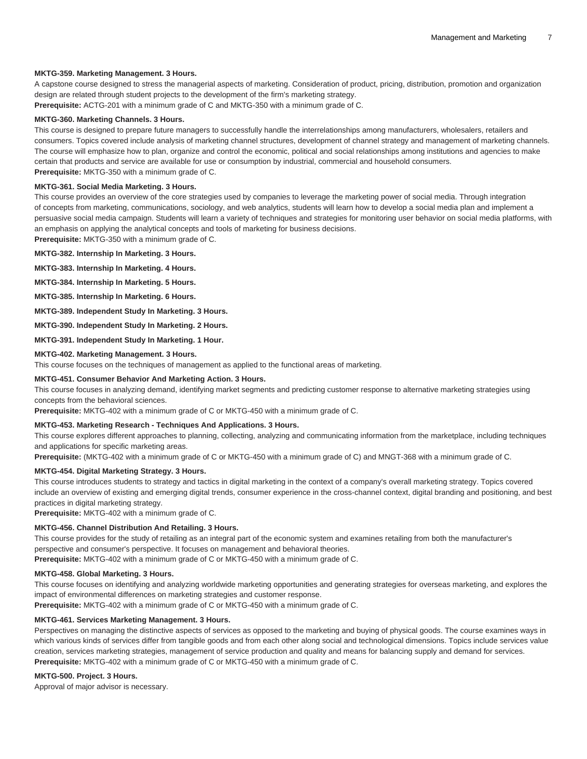**MKTG-359. Marketing Management. 3 Hours.**

A capstone course designed to stress the managerial aspects of marketing. Consideration of product, pricing, distribution, promotion and organization design are related through student projects to the development of the firm's marketing strategy.

**Prerequisite:** ACTG-201 with a minimum grade of C and MKTG-350 with a minimum grade of C.

**MKTG-360. Marketing Channels. 3 Hours.**

This course is designed to prepare future managers to successfully handle the interrelationships among manufacturers, wholesalers, retailers and consumers. Topics covered include analysis of marketing channel structures, development of channel strategy and management of marketing channels. The course will emphasize how to plan, organize and control the economic, political and social relationships among institutions and agencies to make certain that products and service are available for use or consumption by industrial, commercial and household consumers.

**Prerequisite:** MKTG-350 with a minimum grade of C.

**MKTG-361. Social Media Marketing. 3 Hours.**

This course provides an overview of the core strategies used by companies to leverage the marketing power of social media. Through integration of concepts from marketing, communications, sociology, and web analytics, students will learn how to develop a social media plan and implement a persuasive social media campaign. Students will learn a variety of techniques and strategies for monitoring user behavior on social media platforms, with an emphasis on applying the analytical concepts and tools of marketing for business decisions.

**Prerequisite:** MKTG-350 with a minimum grade of C.

**MKTG-382. Internship In Marketing. 3 Hours.**

**MKTG-383. Internship In Marketing. 4 Hours.**

**MKTG-384. Internship In Marketing. 5 Hours.**

**MKTG-385. Internship In Marketing. 6 Hours.**

**MKTG-389. Independent Study In Marketing. 3 Hours.**

**MKTG-390. Independent Study In Marketing. 2 Hours.**

**MKTG-391. Independent Study In Marketing. 1 Hour.**

**MKTG-402. Marketing Management. 3 Hours.**

This course focuses on the techniques of management as applied to the functional areas of marketing.

**MKTG-451. Consumer Behavior And Marketing Action. 3 Hours.**

This course focuses in analyzing demand, identifying market segments and predicting customer response to alternative marketing strategies using concepts from the behavioral sciences.

**Prerequisite:** MKTG-402 with a minimum grade of C or MKTG-450 with a minimum grade of C.

**MKTG-453. Marketing Research - Techniques And Applications. 3 Hours.**

This course explores different approaches to planning, collecting, analyzing and communicating information from the marketplace, including techniques and applications for specific marketing areas.

**Prerequisite:** (MKTG-402 with a minimum grade of C or MKTG-450 with a minimum grade of C) and MNGT-368 with a minimum grade of C.

**MKTG-454. Digital Marketing Strategy. 3 Hours.**

This course introduces students to strategy and tactics in digital marketing in the context of a company's overall marketing strategy. Topics covered include an overview of existing and emerging digital trends, consumer experience in the cross-channel context, digital branding and positioning, and best practices in digital marketing strategy.

**Prerequisite:** MKTG-402 with a minimum grade of C.

**MKTG-456. Channel Distribution And Retailing. 3 Hours.**

This course provides for the study of retailing as an integral part of the economic system and examines retailing from both the manufacturer's perspective and consumer's perspective. It focuses on management and behavioral theories.

**Prerequisite:** MKTG-402 with a minimum grade of C or MKTG-450 with a minimum grade of C.

**MKTG-458. Global Marketing. 3 Hours.**

This course focuses on identifying and analyzing worldwide marketing opportunities and generating strategies for overseas marketing, and explores the impact of environmental differences on marketing strategies and customer response.

**Prerequisite:** MKTG-402 with a minimum grade of C or MKTG-450 with a minimum grade of C.

**MKTG-461. Services Marketing Management. 3 Hours.**

Perspectives on managing the distinctive aspects of services as opposed to the marketing and buying of physical goods. The course examines ways in which various kinds of services differ from tangible goods and from each other along social and technological dimensions. Topics include services value creation, services marketing strategies, management of service production and quality and means for balancing supply and demand for services.

**Prerequisite:** MKTG-402 with a minimum grade of C or MKTG-450 with a minimum grade of C.

**MKTG-500. Project. 3 Hours.**

Approval of major advisor is necessary.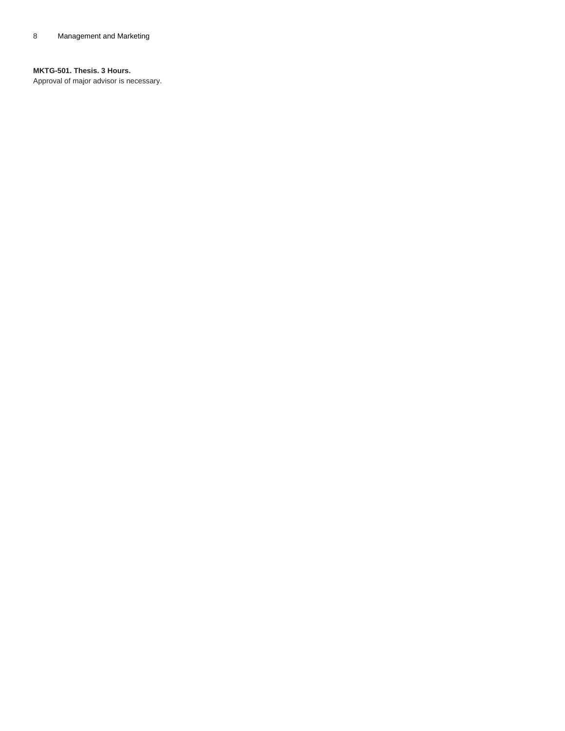**MKTG-501. Thesis. 3 Hours.**
Approval of major advisor is necessary.